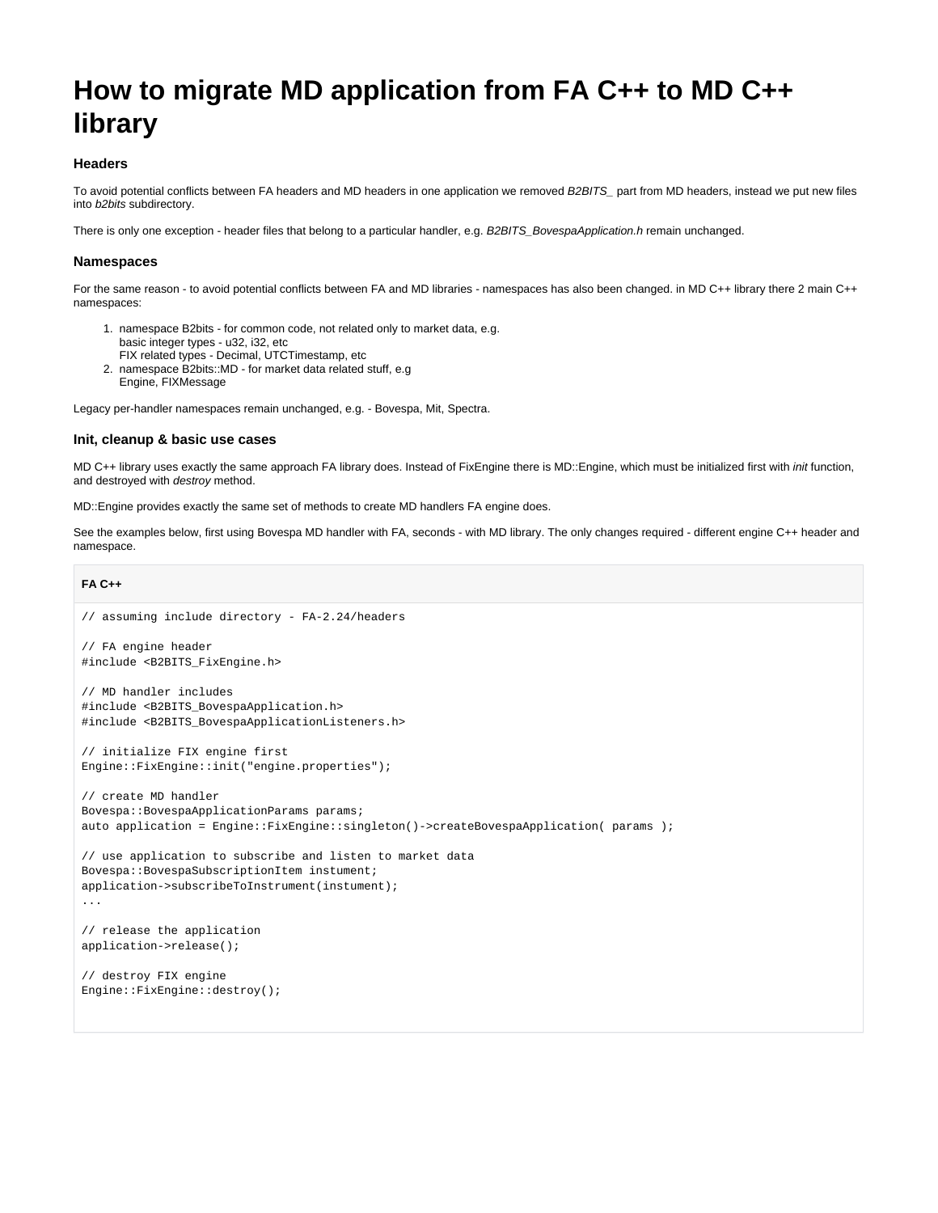# How to migrate MD application from FA C++ to MD C++ library

### Headers

To avoid potential conflicts between FA headers and MD headers in one application we removed *B2BITS_* part from MD headers, instead we put new files into *b2bits* subdirectory.

There is only one exception - header files that belong to a particular handler, e.g. *B2BITS_BovespaApplication.h* remain unchanged.

### Namespaces

For the same reason - to avoid potential conflicts between FA and MD libraries - namespaces has also been changed. in MD C++ library there 2 main C++ namespaces:

1. namespace B2bits - for common code, not related only to market data, e.g.
   basic integer types - u32, i32, etc
   FIX related types - Decimal, UTCTimestamp, etc
2. namespace B2bits::MD - for market data related stuff, e.g
   Engine, FIXMessage

Legacy per-handler namespaces remain unchanged, e.g. - Bovespa, Mit, Spectra.

### Init, cleanup & basic use cases

MD C++ library uses exactly the same approach FA library does. Instead of FixEngine there is MD::Engine, which must be initialized first with *init* function, and destroyed with *destroy* method.

MD::Engine provides exactly the same set of methods to create MD handlers FA engine does.

See the examples below, first using Bovespa MD handler with FA, seconds - with MD library. The only changes required - different engine C++ header and namespace.

**FA C++**

```
// assuming include directory - FA-2.24/headers

// FA engine header
#include <B2BITS_FixEngine.h>

// MD handler includes
#include <B2BITS_BovespaApplication.h>
#include <B2BITS_BovespaApplicationListeners.h>

// initialize FIX engine first
Engine::FixEngine::init("engine.properties");

// create MD handler
Bovespa::BovespaApplicationParams params;
auto application = Engine::FixEngine::singleton()->createBovespaApplication( params );

// use application to subscribe and listen to market data
Bovespa::BovespaSubscriptionItem instument;
application->subscribeToInstrument(instument);
...

// release the application
application->release();

// destroy FIX engine
Engine::FixEngine::destroy();
```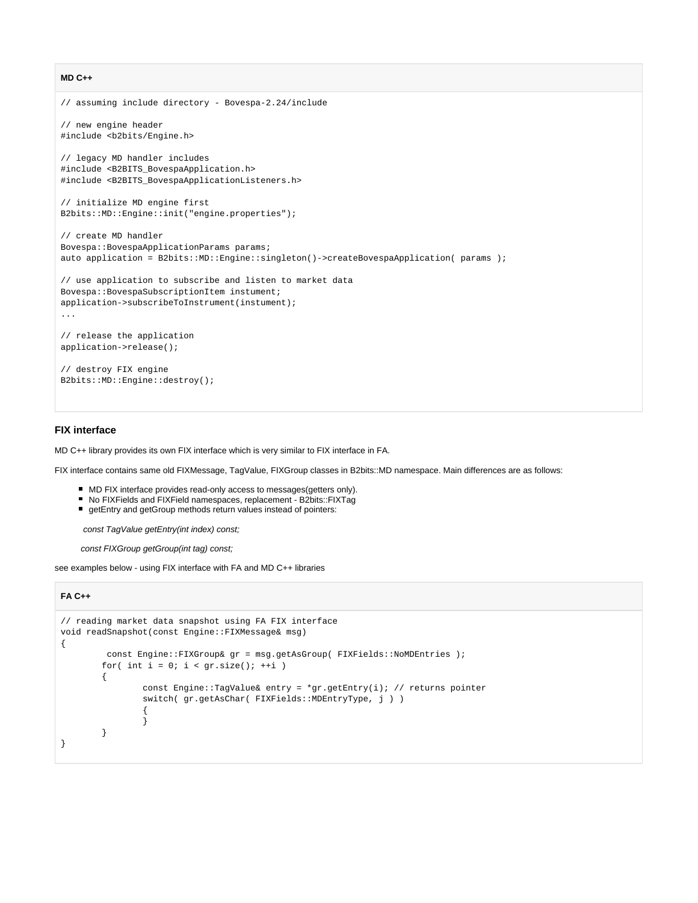**MD C++**

```
// assuming include directory - Bovespa-2.24/include

// new engine header
#include <b2bits/Engine.h>

// legacy MD handler includes
#include <B2BITS_BovespaApplication.h>
#include <B2BITS_BovespaApplicationListeners.h>

// initialize MD engine first
B2bits::MD::Engine::init("engine.properties");

// create MD handler
Bovespa::BovespaApplicationParams params;
auto application = B2bits::MD::Engine::singleton()->createBovespaApplication( params );

// use application to subscribe and listen to market data
Bovespa::BovespaSubscriptionItem instument;
application->subscribeToInstrument(instument);
...

// release the application
application->release();

// destroy FIX engine
B2bits::MD::Engine::destroy();
```

### FIX interface

MD C++ library provides its own FIX interface which is very similar to FIX interface in FA.

FIX interface contains same old FIXMessage, TagValue, FIXGroup classes in B2bits::MD namespace. Main differences are as follows:

- MD FIX interface provides read-only access to messages(getters only).
- No FIXFields and FIXField namespaces, replacement - B2bits::FIXTag
- getEntry and getGroup methods return values instead of pointers:

  *const TagValue getEntry(int index) const;*

  *const FIXGroup getGroup(int tag) const;*

see examples below - using FIX interface with FA and MD C++ libraries

**FA C++**

```
// reading market data snapshot using FA FIX interface
void readSnapshot(const Engine::FIXMessage& msg)
{
         const Engine::FIXGroup& gr = msg.getAsGroup( FIXFields::NoMDEntries );
        for( int i = 0; i < gr.size(); ++i )
        {
                const Engine::TagValue& entry = *gr.getEntry(i); // returns pointer
                switch( gr.getAsChar( FIXFields::MDEntryType, j ) )
                {
                }
        }
}
```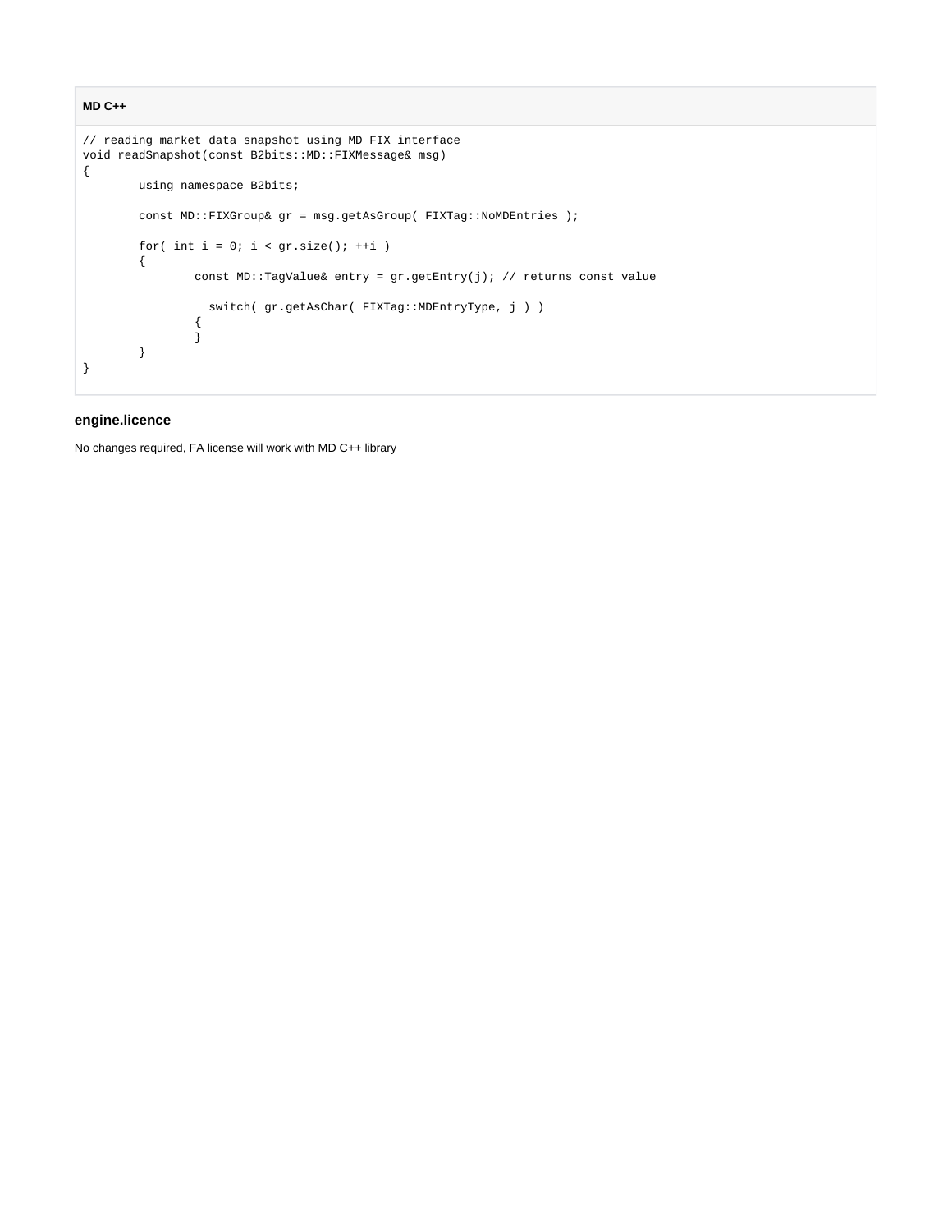**MD C++**

```
// reading market data snapshot using MD FIX interface
void readSnapshot(const B2bits::MD::FIXMessage& msg)
{
        using namespace B2bits;

        const MD::FIXGroup& gr = msg.getAsGroup( FIXTag::NoMDEntries );

        for( int i = 0; i < gr.size(); ++i )
        {
                const MD::TagValue& entry = gr.getEntry(j); // returns const value

                  switch( gr.getAsChar( FIXTag::MDEntryType, j ) )
                {
                }
        }
}
```

### engine.licence

No changes required, FA license will work with MD C++ library